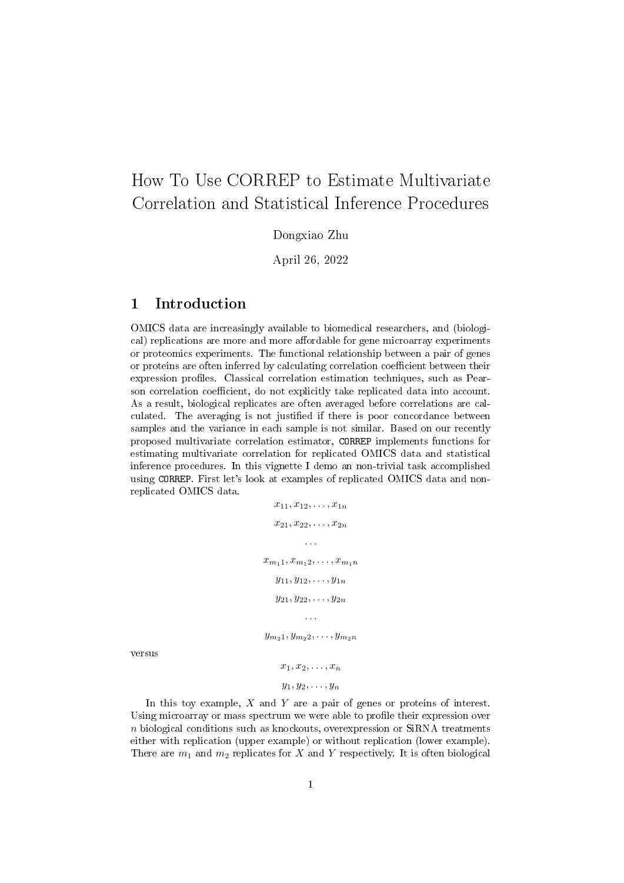# How To Use CORREP to Estimate Multivariate Correlation and Statistical Inference Procedures

Dongxiao Zhu

April 26, 2022

## 1 Introduction

OMICS data are increasingly available to biomedical researchers, and (biological) replications are more and more affordable for gene microarray experiments or proteomics experiments. The functional relationship between a pair of genes or proteins are often inferred by calculating correlation coefficient between their expression profiles. Classical correlation estimation techniques, such as Pearson correlation coefficient, do not explicitly take replicated data into account. As a result, biological replicates are often averaged before correlations are calculated. The averaging is not justified if there is poor concordance between samples and the variance in each sample is not similar. Based on our recently proposed multivariate correlation estimator, `CORREP` implements functions for estimating multivariate correlation for replicated OMICS data and statistical inference procedures. In this vignette I demo an non-trivial task accomplished using `CORREP`. First let's look at examples of replicated OMICS data and non-replicated OMICS data.

$$x_{11}, x_{12}, \ldots, x_{1n}$$

$$x_{21}, x_{22}, \ldots, x_{2n}$$

$$\ldots$$

$$x_{m_1 1}, x_{m_1 2}, \ldots, x_{m_1 n}$$

$$y_{11}, y_{12}, \ldots, y_{1n}$$

$$y_{21}, y_{22}, \ldots, y_{2n}$$

$$\ldots$$

$$y_{m_2 1}, y_{m_2 2}, \ldots, y_{m_2 n}$$

versus

$$x_1, x_2, \ldots, x_n$$

$$y_1, y_2, \ldots, y_n$$

In this toy example, $X$ and $Y$ are a pair of genes or proteins of interest. Using microarray or mass spectrum we were able to profile their expression over $n$ biological conditions such as knockouts, overexpression or SiRNA treatments either with replication (upper example) or without replication (lower example). There are $m_1$ and $m_2$ replicates for $X$ and $Y$ respectively. It is often biological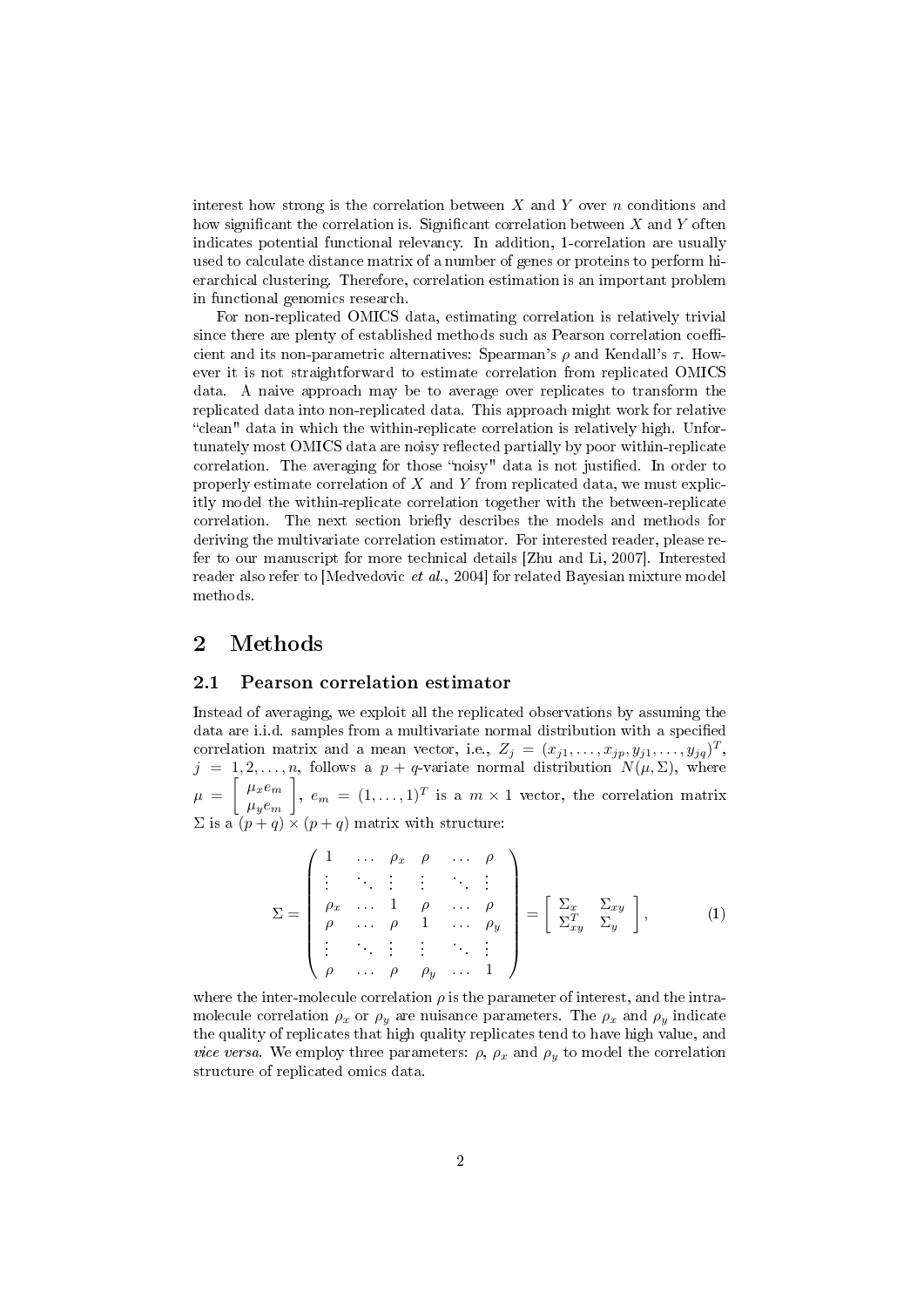interest how strong is the correlation between $X$ and $Y$ over $n$ conditions and how significant the correlation is. Significant correlation between $X$ and $Y$ often indicates potential functional relevancy. In addition, 1-correlation are usually used to calculate distance matrix of a number of genes or proteins to perform hierarchical clustering. Therefore, correlation estimation is an important problem in functional genomics research.

For non-replicated OMICS data, estimating correlation is relatively trivial since there are plenty of established methods such as Pearson correlation coefficient and its non-parametric alternatives: Spearman's $\rho$ and Kendall's $\tau$. However it is not straightforward to estimate correlation from replicated OMICS data. A naive approach may be to average over replicates to transform the replicated data into non-replicated data. This approach might work for relative "clean" data in which the within-replicate correlation is relatively high. Unfortunately most OMICS data are noisy reflected partially by poor within-replicate correlation. The averaging for those "noisy" data is not justified. In order to properly estimate correlation of $X$ and $Y$ from replicated data, we must explicitly model the within-replicate correlation together with the between-replicate correlation. The next section briefly describes the models and methods for deriving the multivariate correlation estimator. For interested reader, please refer to our manuscript for more technical details [Zhu and Li, 2007]. Interested reader also refer to [Medvedovic *et al.*, 2004] for related Bayesian mixture model methods.

## 2 Methods

### 2.1 Pearson correlation estimator

Instead of averaging, we exploit all the replicated observations by assuming the data are i.i.d. samples from a multivariate normal distribution with a specified correlation matrix and a mean vector, i.e., $Z_j = (x_{j1}, \ldots, x_{jp}, y_{j1}, \ldots, y_{jq})^T$, $j = 1, 2, \ldots, n$, follows a $p + q$-variate normal distribution $N(\mu, \Sigma)$, where $\mu = \begin{bmatrix} \mu_x e_m \\ \mu_y e_m \end{bmatrix}$, $e_m = (1, \ldots, 1)^T$ is a $m \times 1$ vector, the correlation matrix $\Sigma$ is a $(p+q) \times (p+q)$ matrix with structure:

$$\Sigma = \begin{pmatrix} 1 & \ldots & \rho_x & \rho & \ldots & \rho \\ \vdots & \ddots & \vdots & \vdots & \ddots & \vdots \\ \rho_x & \ldots & 1 & \rho & \ldots & \rho \\ \rho & \ldots & \rho & 1 & \ldots & \rho_y \\ \vdots & \ddots & \vdots & \vdots & \ddots & \vdots \\ \rho & \ldots & \rho & \rho_y & \ldots & 1 \end{pmatrix} = \begin{bmatrix} \Sigma_x & \Sigma_{xy} \\ \Sigma_{xy}^T & \Sigma_y \end{bmatrix}, \tag{1}$$

where the inter-molecule correlation $\rho$ is the parameter of interest, and the intra-molecule correlation $\rho_x$ or $\rho_y$ are nuisance parameters. The $\rho_x$ and $\rho_y$ indicate the quality of replicates that high quality replicates tend to have high value, and *vice versa*. We employ three parameters: $\rho$, $\rho_x$ and $\rho_y$ to model the correlation structure of replicated omics data.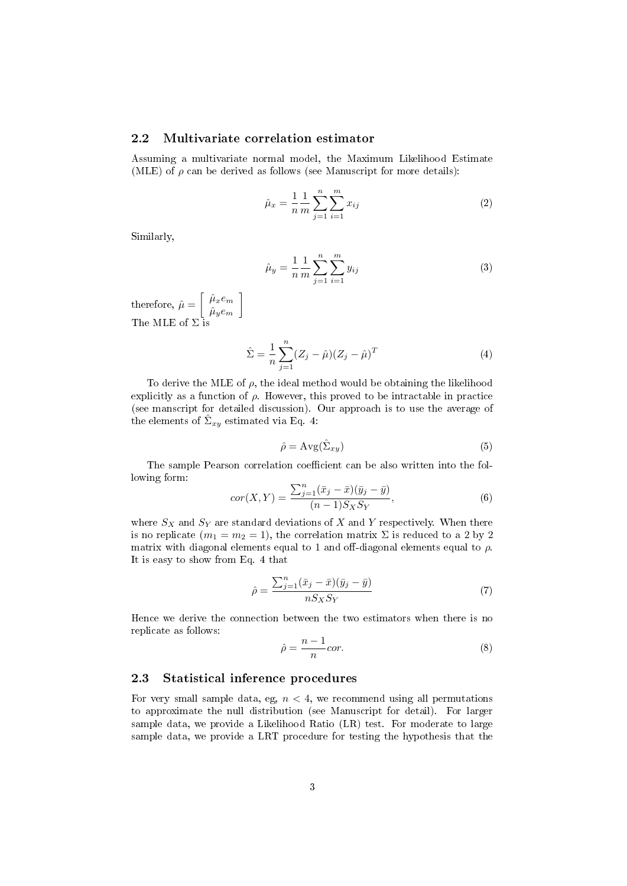### 2.2 Multivariate correlation estimator

Assuming a multivariate normal model, the Maximum Likelihood Estimate (MLE) of $\rho$ can be derived as follows (see Manuscript for more details):

$$\hat{\mu}_x = \frac{1}{n}\frac{1}{m}\sum_{j=1}^{n}\sum_{i=1}^{m} x_{ij} \tag{2}$$

Similarly,

$$\hat{\mu}_y = \frac{1}{n}\frac{1}{m}\sum_{j=1}^{n}\sum_{i=1}^{m} y_{ij} \tag{3}$$

therefore, $\hat{\mu} = \begin{bmatrix} \hat{\mu}_x e_m \\ \hat{\mu}_y e_m \end{bmatrix}$

The MLE of $\Sigma$ is

$$\hat{\Sigma} = \frac{1}{n}\sum_{j=1}^{n}(Z_j - \hat{\mu})(Z_j - \hat{\mu})^T \tag{4}$$

To derive the MLE of $\rho$, the ideal method would be obtaining the likelihood explicitly as a function of $\rho$. However, this proved to be intractable in practice (see manscript for detailed discussion). Our approach is to use the average of the elements of $\hat{\Sigma}_{xy}$ estimated via Eq. 4:

$$\hat{\rho} = \mathrm{Avg}(\hat{\Sigma}_{xy}) \tag{5}$$

The sample Pearson correlation coefficient can be also written into the following form:

$$cor(X, Y) = \frac{\sum_{j=1}^{n}(\bar{x}_j - \bar{x})(\bar{y}_j - \bar{y})}{(n-1)S_X S_Y}, \tag{6}$$

where $S_X$ and $S_Y$ are standard deviations of $X$ and $Y$ respectively. When there is no replicate ($m_1 = m_2 = 1$), the correlation matrix $\Sigma$ is reduced to a 2 by 2 matrix with diagonal elements equal to 1 and off-diagonal elements equal to $\rho$. It is easy to show from Eq. 4 that

$$\hat{\rho} = \frac{\sum_{j=1}^{n}(\bar{x}_j - \bar{x})(\bar{y}_j - \bar{y})}{n S_X S_Y} \tag{7}$$

Hence we derive the connection between the two estimators when there is no replicate as follows:

$$\hat{\rho} = \frac{n-1}{n} cor. \tag{8}$$

### 2.3 Statistical inference procedures

For very small sample data, eg, $n < 4$, we recommend using all permutations to approximate the null distribution (see Manuscript for detail). For larger sample data, we provide a Likelihood Ratio (LR) test. For moderate to large sample data, we provide a LRT procedure for testing the hypothesis that the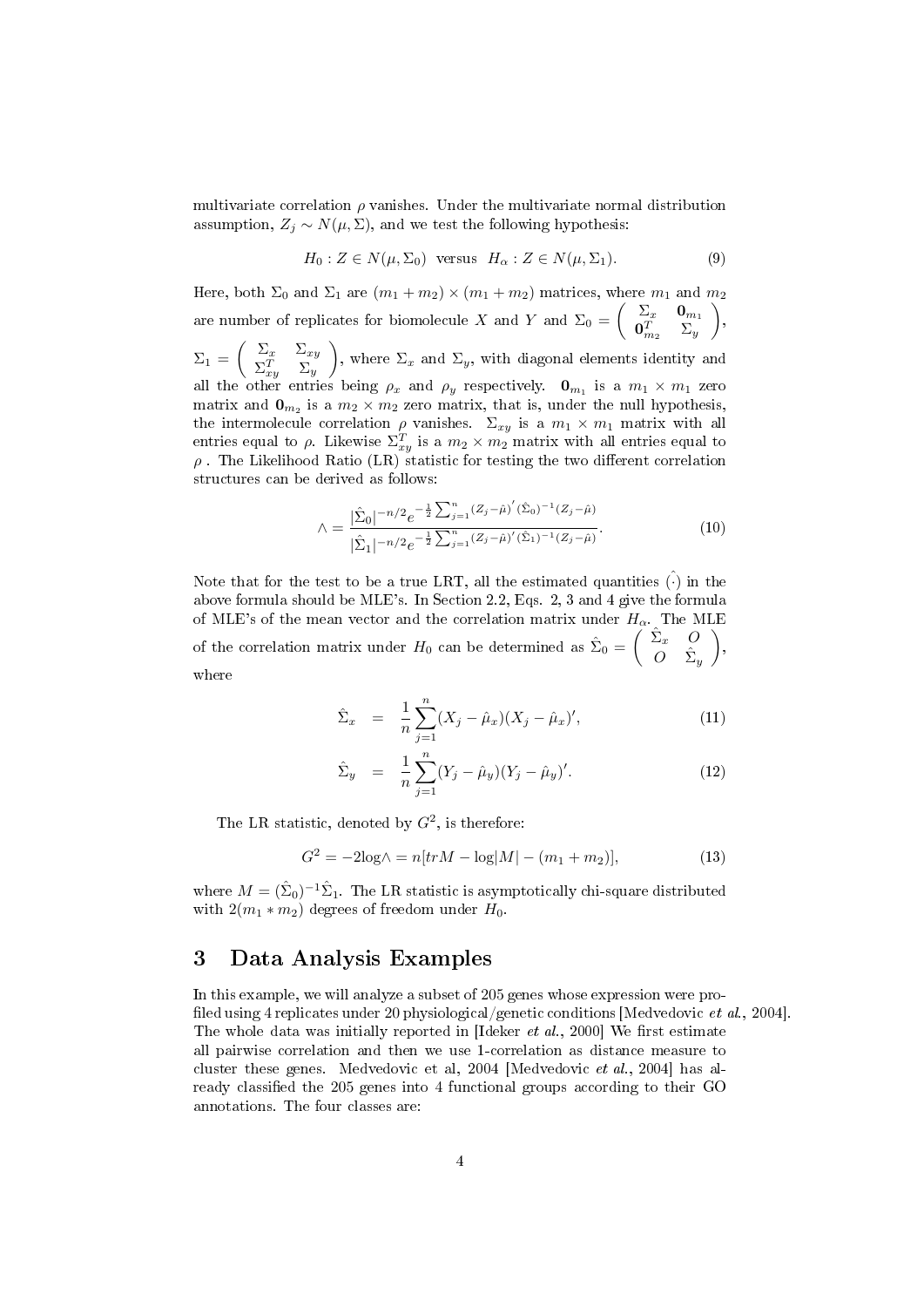multivariate correlation $\rho$ vanishes. Under the multivariate normal distribution assumption, $Z_j \sim N(\mu, \Sigma)$, and we test the following hypothesis:

$$H_0 : Z \in N(\mu, \Sigma_0) \;\; \text{versus} \;\; H_\alpha : Z \in N(\mu, \Sigma_1). \tag{9}$$

Here, both $\Sigma_0$ and $\Sigma_1$ are $(m_1 + m_2) \times (m_1 + m_2)$ matrices, where $m_1$ and $m_2$ are number of replicates for biomolecule $X$ and $Y$ and $\Sigma_0 = \begin{pmatrix} \Sigma_x & \mathbf{0}_{m_1} \\ \mathbf{0}_{m_2}^T & \Sigma_y \end{pmatrix}$, $\Sigma_1 = \begin{pmatrix} \Sigma_x & \Sigma_{xy} \\ \Sigma_{xy}^T & \Sigma_y \end{pmatrix}$, where $\Sigma_x$ and $\Sigma_y$, with diagonal elements identity and all the other entries being $\rho_x$ and $\rho_y$ respectively. $\mathbf{0}_{m_1}$ is a $m_1 \times m_1$ zero matrix and $\mathbf{0}_{m_2}$ is a $m_2 \times m_2$ zero matrix, that is, under the null hypothesis, the intermolecule correlation $\rho$ vanishes. $\Sigma_{xy}$ is a $m_1 \times m_1$ matrix with all entries equal to $\rho$. Likewise $\Sigma_{xy}^T$ is a $m_2 \times m_2$ matrix with all entries equal to $\rho$ . The Likelihood Ratio (LR) statistic for testing the two different correlation structures can be derived as follows:

$$\wedge = \frac{|\hat{\Sigma}_0|^{-n/2} e^{-\frac{1}{2}\sum_{j=1}^{n}(Z_j - \hat{\mu})'(\hat{\Sigma}_0)^{-1}(Z_j - \hat{\mu})}}{|\hat{\Sigma}_1|^{-n/2} e^{-\frac{1}{2}\sum_{j=1}^{n}(Z_j - \hat{\mu})'(\hat{\Sigma}_1)^{-1}(Z_j - \hat{\mu})}}. \tag{10}$$

Note that for the test to be a true LRT, all the estimated quantities $\hat{(\cdot)}$ in the above formula should be MLE's. In Section 2.2, Eqs. 2, 3 and 4 give the formula of MLE's of the mean vector and the correlation matrix under $H_\alpha$. The MLE of the correlation matrix under $H_0$ can be determined as $\hat{\Sigma}_0 = \begin{pmatrix} \hat{\Sigma}_x & O \\ O & \hat{\Sigma}_y \end{pmatrix}$, where

$$\hat{\Sigma}_x = \frac{1}{n}\sum_{j=1}^{n}(X_j - \hat{\mu}_x)(X_j - \hat{\mu}_x)', \tag{11}$$

$$\hat{\Sigma}_y = \frac{1}{n}\sum_{j=1}^{n}(Y_j - \hat{\mu}_y)(Y_j - \hat{\mu}_y)'. \tag{12}$$

The LR statistic, denoted by $G^2$, is therefore:

$$G^2 = -2\log\wedge = n[trM - \log|M| - (m_1 + m_2)], \tag{13}$$

where $M = (\hat{\Sigma}_0)^{-1}\hat{\Sigma}_1$. The LR statistic is asymptotically chi-square distributed with $2(m_1 * m_2)$ degrees of freedom under $H_0$.

# 3 Data Analysis Examples

In this example, we will analyze a subset of 205 genes whose expression were profiled using 4 replicates under 20 physiological/genetic conditions [Medvedovic *et al.*, 2004]. The whole data was initially reported in [Ideker *et al.*, 2000] We first estimate all pairwise correlation and then we use 1-correlation as distance measure to cluster these genes. Medvedovic et al, 2004 [Medvedovic *et al.*, 2004] has already classified the 205 genes into 4 functional groups according to their GO annotations. The four classes are: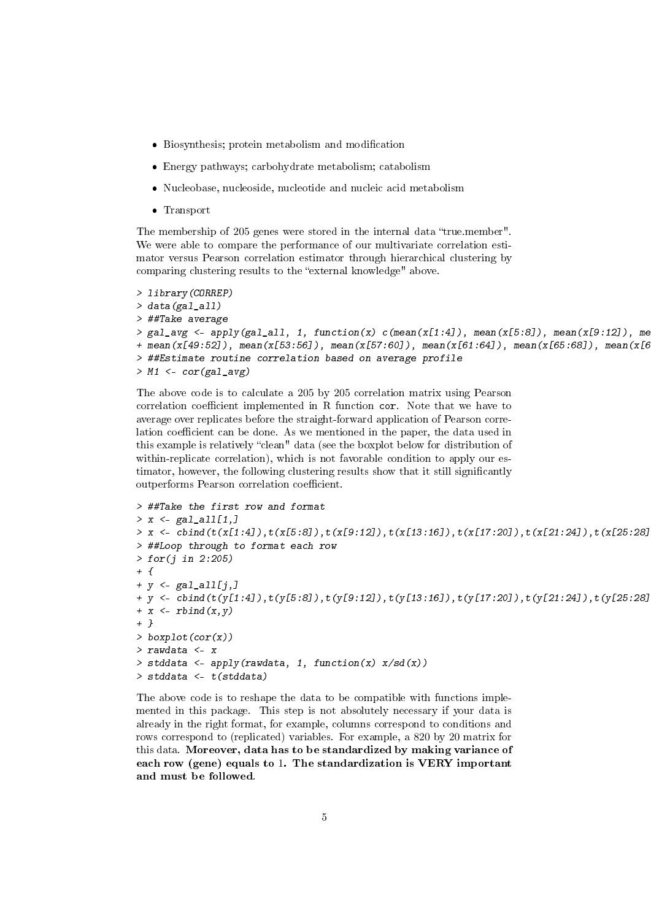- Biosynthesis; protein metabolism and modification
- Energy pathways; carbohydrate metabolism; catabolism
- Nucleobase, nucleoside, nucleotide and nucleic acid metabolism
- Transport

The membership of 205 genes were stored in the internal data "true.member". We were able to compare the performance of our multivariate correlation estimator versus Pearson correlation estimator through hierarchical clustering by comparing clustering results to the "external knowledge" above.

```
> library(CORREP)
> data(gal_all)
> ##Take average
> gal_avg <- apply(gal_all, 1, function(x) c(mean(x[1:4]), mean(x[5:8]), mean(x[9:12]), me
+ mean(x[49:52]), mean(x[53:56]), mean(x[57:60]), mean(x[61:64]), mean(x[65:68]), mean(x[6
> ##Estimate routine correlation based on average profile
> M1 <- cor(gal_avg)
```

The above code is to calculate a 205 by 205 correlation matrix using Pearson correlation coefficient implemented in R function `cor`. Note that we have to average over replicates before the straight-forward application of Pearson correlation coefficient can be done. As we mentioned in the paper, the data used in this example is relatively "clean" data (see the boxplot below for distribution of within-replicate correlation), which is not favorable condition to apply our estimator, however, the following clustering results show that it still significantly outperforms Pearson correlation coefficient.

```
> ##Take the first row and format
> x <- gal_all[1,]
> x <- cbind(t(x[1:4]),t(x[5:8]),t(x[9:12]),t(x[13:16]),t(x[17:20]),t(x[21:24]),t(x[25:28]
> ##Loop through to format each row
> for(j in 2:205)
+ {
+ y <- gal_all[j,]
+ y <- cbind(t(y[1:4]),t(y[5:8]),t(y[9:12]),t(y[13:16]),t(y[17:20]),t(y[21:24]),t(y[25:28]
+ x <- rbind(x,y)
+ }
> boxplot(cor(x))
> rawdata <- x
> stddata <- apply(rawdata, 1, function(x) x/sd(x))
> stddata <- t(stddata)
```

The above code is to reshape the data to be compatible with functions implemented in this package. This step is not absolutely necessary if your data is already in the right format, for example, columns correspond to conditions and rows correspond to (replicated) variables. For example, a 820 by 20 matrix for this data. **Moreover, data has to be standardized by making variance of each row (gene) equals to 1. The standardization is VERY important and must be followed.**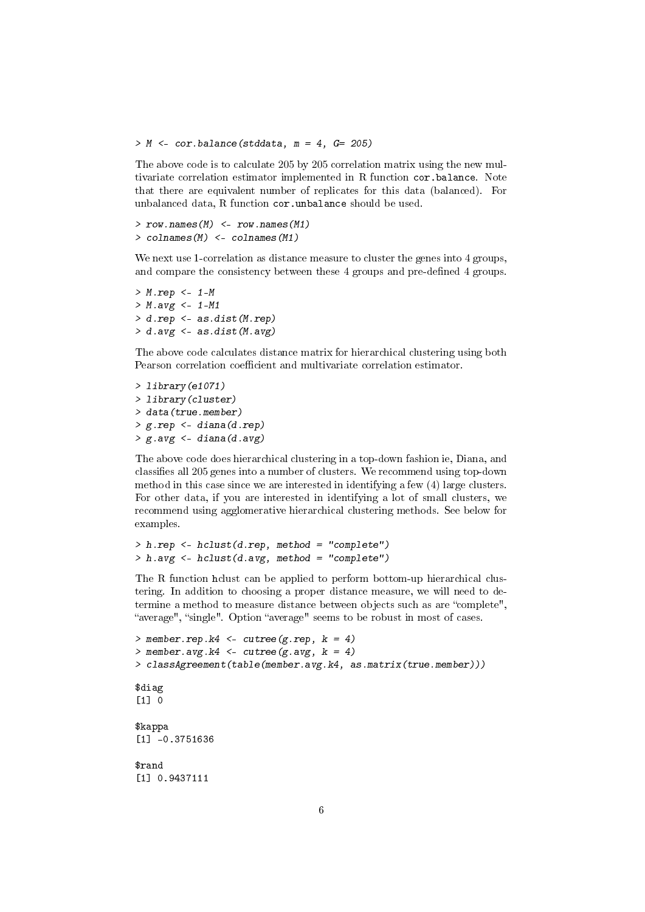```
> M <- cor.balance(stddata, m = 4, G= 205)
```

The above code is to calculate 205 by 205 correlation matrix using the new multivariate correlation estimator implemented in R function `cor.balance`. Note that there are equivalent number of replicates for this data (balanced). For unbalanced data, R function `cor.unbalance` should be used.

```
> row.names(M) <- row.names(M1)
> colnames(M) <- colnames(M1)
```

We next use 1-correlation as distance measure to cluster the genes into 4 groups, and compare the consistency between these 4 groups and pre-defined 4 groups.

```
> M.rep <- 1-M
> M.avg <- 1-M1
> d.rep <- as.dist(M.rep)
> d.avg <- as.dist(M.avg)
```

The above code calculates distance matrix for hierarchical clustering using both Pearson correlation coefficient and multivariate correlation estimator.

```
> library(e1071)
> library(cluster)
> data(true.member)
> g.rep <- diana(d.rep)
> g.avg <- diana(d.avg)
```

The above code does hierarchical clustering in a top-down fashion ie, Diana, and classifies all 205 genes into a number of clusters. We recommend using top-down method in this case since we are interested in identifying a few (4) large clusters. For other data, if you are interested in identifying a lot of small clusters, we recommend using agglomerative hierarchical clustering methods. See below for examples.

```
> h.rep <- hclust(d.rep, method = "complete")
> h.avg <- hclust(d.avg, method = "complete")
```

The R function hclust can be applied to perform bottom-up hierarchical clustering. In addition to choosing a proper distance measure, we will need to determine a method to measure distance between objects such as are "complete", "average", "single". Option "average" seems to be robust in most of cases.

```
> member.rep.k4 <- cutree(g.rep, k = 4)
> member.avg.k4 <- cutree(g.avg, k = 4)
> classAgreement(table(member.avg.k4, as.matrix(true.member)))

$diag
[1] 0

$kappa
[1] -0.3751636

$rand
[1] 0.9437111
```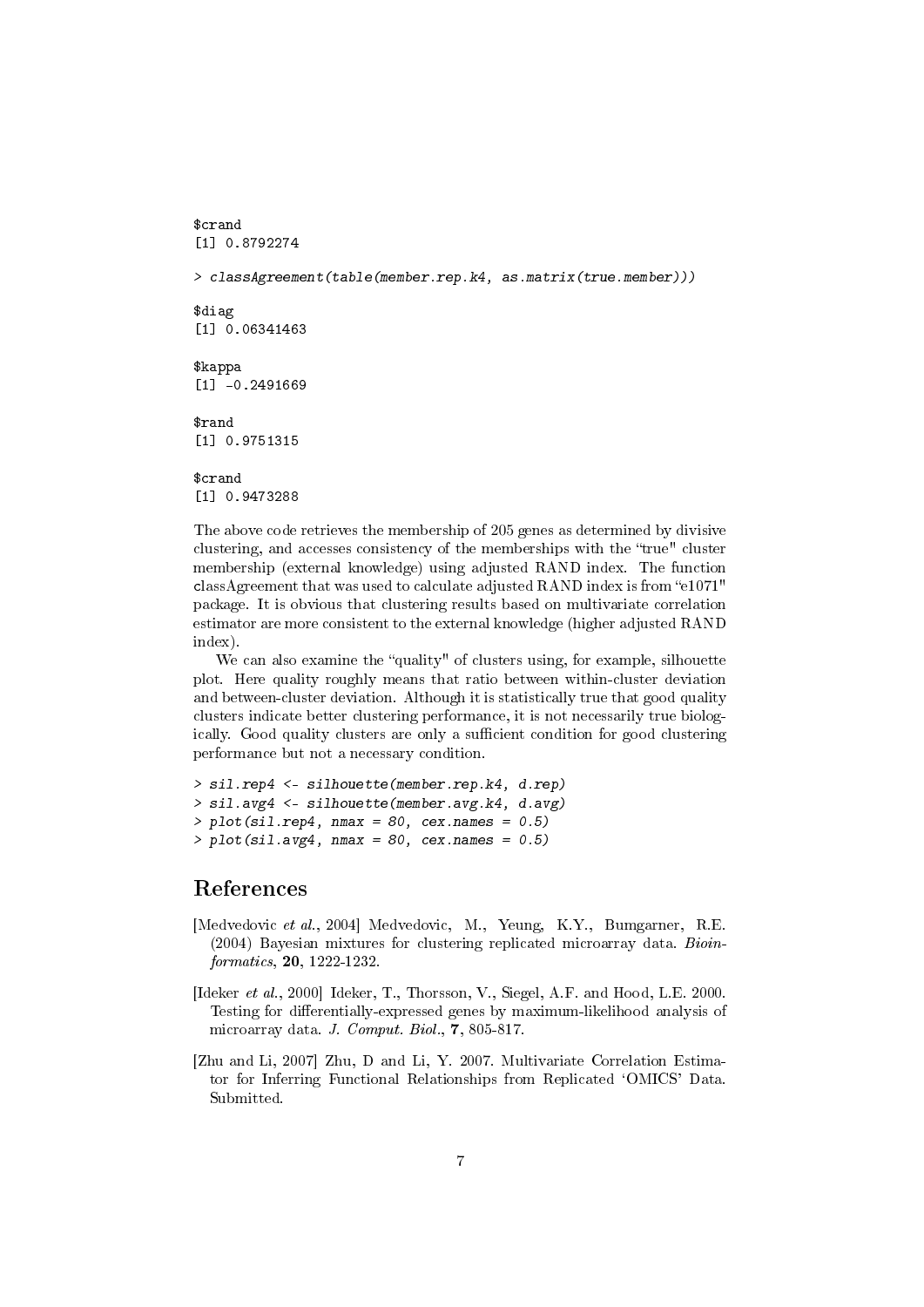```
$crand
[1] 0.8792274

> classAgreement(table(member.rep.k4, as.matrix(true.member)))

$diag
[1] 0.06341463

$kappa
[1] -0.2491669

$rand
[1] 0.9751315

$crand
[1] 0.9473288
```

The above code retrieves the membership of 205 genes as determined by divisive clustering, and accesses consistency of the memberships with the "true" cluster membership (external knowledge) using adjusted RAND index. The function classAgreement that was used to calculate adjusted RAND index is from "e1071" package. It is obvious that clustering results based on multivariate correlation estimator are more consistent to the external knowledge (higher adjusted RAND index).

We can also examine the "quality" of clusters using, for example, silhouette plot. Here quality roughly means that ratio between within-cluster deviation and between-cluster deviation. Although it is statistically true that good quality clusters indicate better clustering performance, it is not necessarily true biologically. Good quality clusters are only a sufficient condition for good clustering performance but not a necessary condition.

```
> sil.rep4 <- silhouette(member.rep.k4, d.rep)
> sil.avg4 <- silhouette(member.avg.k4, d.avg)
> plot(sil.rep4, nmax = 80, cex.names = 0.5)
> plot(sil.avg4, nmax = 80, cex.names = 0.5)
```

# References

[Medvedovic *et al.*, 2004] Medvedovic, M., Yeung, K.Y., Bumgarner, R.E. (2004) Bayesian mixtures for clustering replicated microarray data. *Bioinformatics*, **20**, 1222-1232.

[Ideker *et al.*, 2000] Ideker, T., Thorsson, V., Siegel, A.F. and Hood, L.E. 2000. Testing for differentially-expressed genes by maximum-likelihood analysis of microarray data. *J. Comput. Biol.*, **7**, 805-817.

[Zhu and Li, 2007] Zhu, D and Li, Y. 2007. Multivariate Correlation Estimator for Inferring Functional Relationships from Replicated 'OMICS' Data. Submitted.